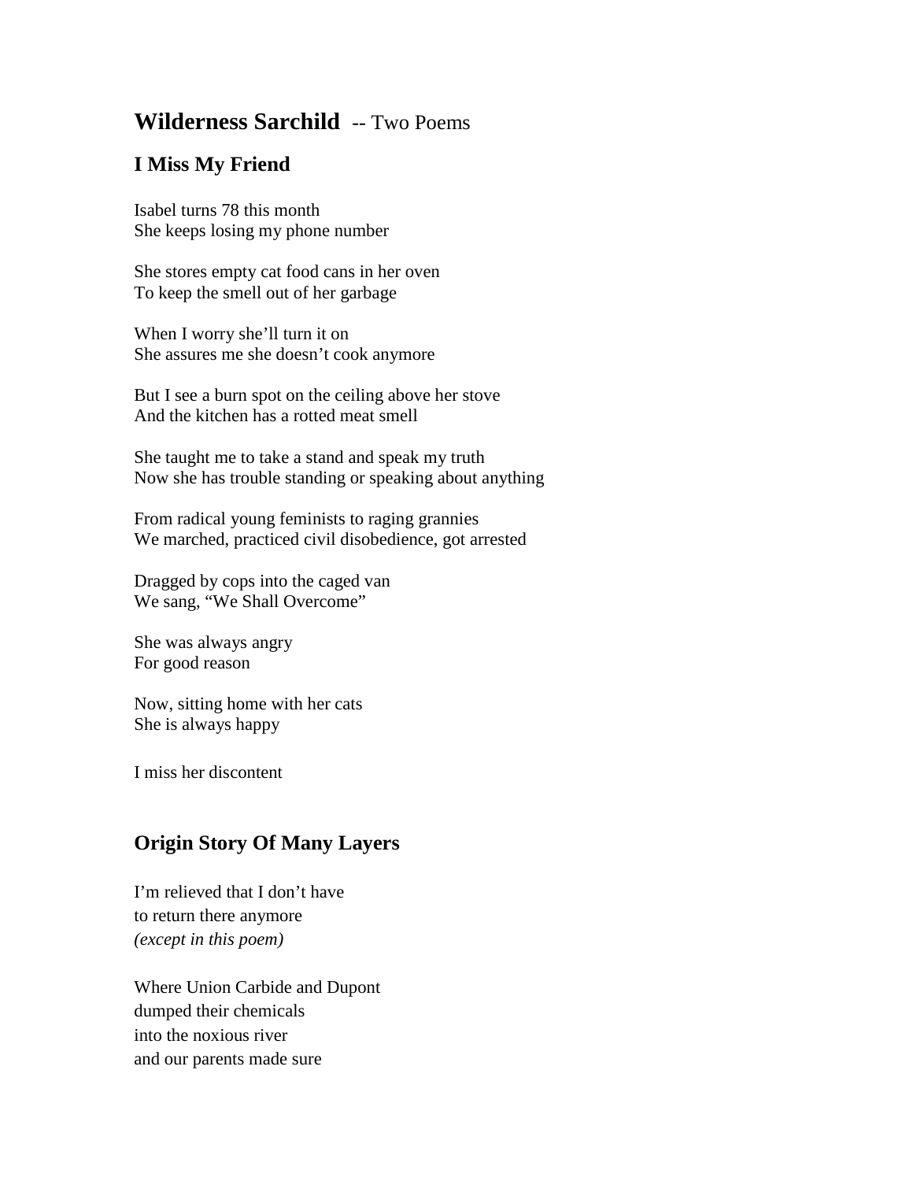# **Wilderness Sarchild** -- Two Poems

## I Miss My Friend

Isabel turns 78 this month
She keeps losing my phone number

She stores empty cat food cans in her oven
To keep the smell out of her garbage

When I worry she'll turn it on
She assures me she doesn't cook anymore

But I see a burn spot on the ceiling above her stove
And the kitchen has a rotted meat smell

She taught me to take a stand and speak my truth
Now she has trouble standing or speaking about anything

From radical young feminists to raging grannies
We marched, practiced civil disobedience, got arrested

Dragged by cops into the caged van
We sang, "We Shall Overcome"

She was always angry
For good reason

Now, sitting home with her cats
She is always happy

I miss her discontent

## Origin Story Of Many Layers

I'm relieved that I don't have
to return there anymore
*(except in this poem)*

Where Union Carbide and Dupont
dumped their chemicals
into the noxious river
and our parents made sure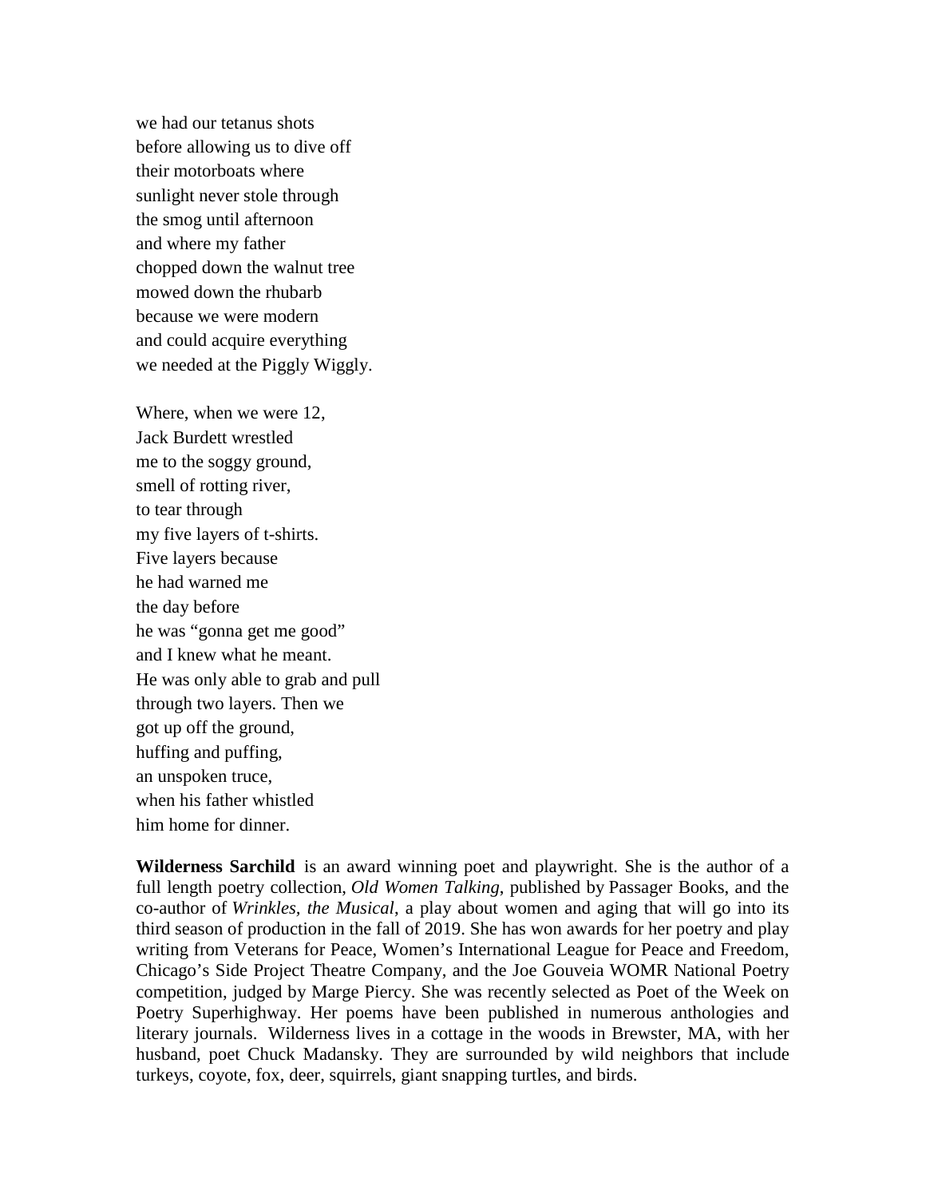we had our tetanus shots  
before allowing us to dive off  
their motorboats where  
sunlight never stole through  
the smog until afternoon  
and where my father  
chopped down the walnut tree  
mowed down the rhubarb  
because we were modern  
and could acquire everything  
we needed at the Piggly Wiggly.

Where, when we were 12,  
Jack Burdett wrestled  
me to the soggy ground,  
smell of rotting river,  
to tear through  
my five layers of t-shirts.  
Five layers because  
he had warned me  
the day before  
he was "gonna get me good"  
and I knew what he meant.  
He was only able to grab and pull  
through two layers. Then we  
got up off the ground,  
huffing and puffing,  
an unspoken truce,  
when his father whistled  
him home for dinner.

**Wilderness Sarchild** is an award winning poet and playwright. She is the author of a full length poetry collection, *Old Women Talking*, published by Passager Books, and the co-author of *Wrinkles, the Musical*, a play about women and aging that will go into its third season of production in the fall of 2019. She has won awards for her poetry and play writing from Veterans for Peace, Women's International League for Peace and Freedom, Chicago's Side Project Theatre Company, and the Joe Gouveia WOMR National Poetry competition, judged by Marge Piercy. She was recently selected as Poet of the Week on Poetry Superhighway. Her poems have been published in numerous anthologies and literary journals. Wilderness lives in a cottage in the woods in Brewster, MA, with her husband, poet Chuck Madansky. They are surrounded by wild neighbors that include turkeys, coyote, fox, deer, squirrels, giant snapping turtles, and birds.